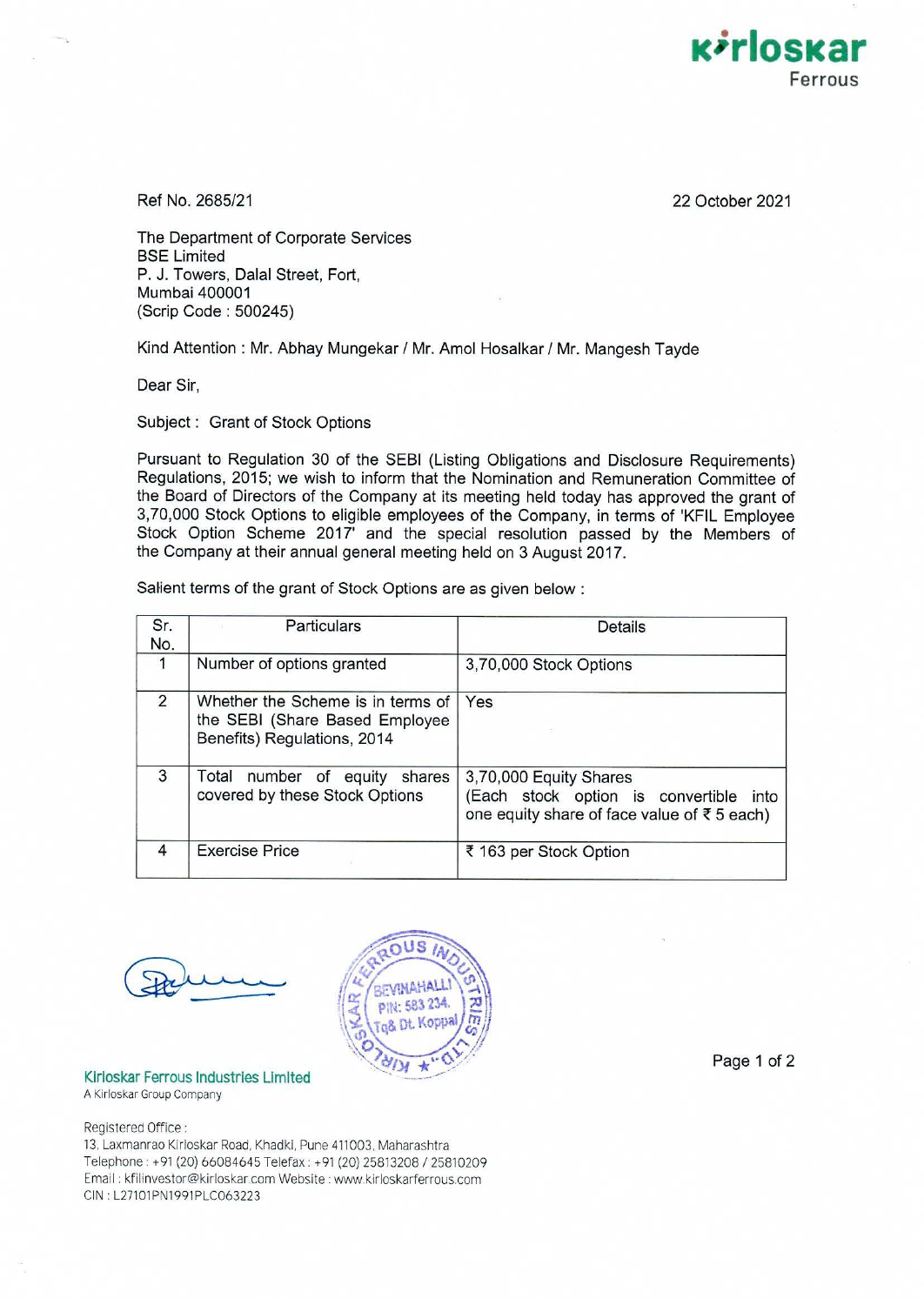Kirloskar Ferrous

Ref No. 2685/21

22 October 2021

The Department of Corporate Services
BSE Limited
P. J. Towers, Dalal Street, Fort,
Mumbai 400001
(Scrip Code : 500245)

Kind Attention : Mr. Abhay Mungekar / Mr. Amol Hosalkar / Mr. Mangesh Tayde

Dear Sir,

Subject : Grant of Stock Options

Pursuant to Regulation 30 of the SEBI (Listing Obligations and Disclosure Requirements) Regulations, 2015; we wish to inform that the Nomination and Remuneration Committee of the Board of Directors of the Company at its meeting held today has approved the grant of 3,70,000 Stock Options to eligible employees of the Company, in terms of 'KFIL Employee Stock Option Scheme 2017' and the special resolution passed by the Members of the Company at their annual general meeting held on 3 August 2017.

Salient terms of the grant of Stock Options are as given below :

| Sr. No. | Particulars | Details |
|---|---|---|
| 1 | Number of options granted | 3,70,000 Stock Options |
| 2 | Whether the Scheme is in terms of the SEBI (Share Based Employee Benefits) Regulations, 2014 | Yes |
| 3 | Total number of equity shares covered by these Stock Options | 3,70,000 Equity Shares (Each stock option is convertible into one equity share of face value of ₹ 5 each) |
| 4 | Exercise Price | ₹ 163 per Stock Option |

KIRLOSKAR FERROUS INDUSTRIES LTD. BEVINAHALLI PIN: 583 234. Tq& Dt. Koppal

**Kirloskar Ferrous Industries Limited**
A Kirloskar Group Company

Registered Office :
13, Laxmanrao Kirloskar Road, Khadki, Pune 411003, Maharashtra
Telephone : +91 (20) 66084645 Telefax : +91 (20) 25813208 / 25810209
Email : kfilinvestor@kirloskar.com Website : www.kirloskarferrous.com
CIN : L27101PN1991PLC063223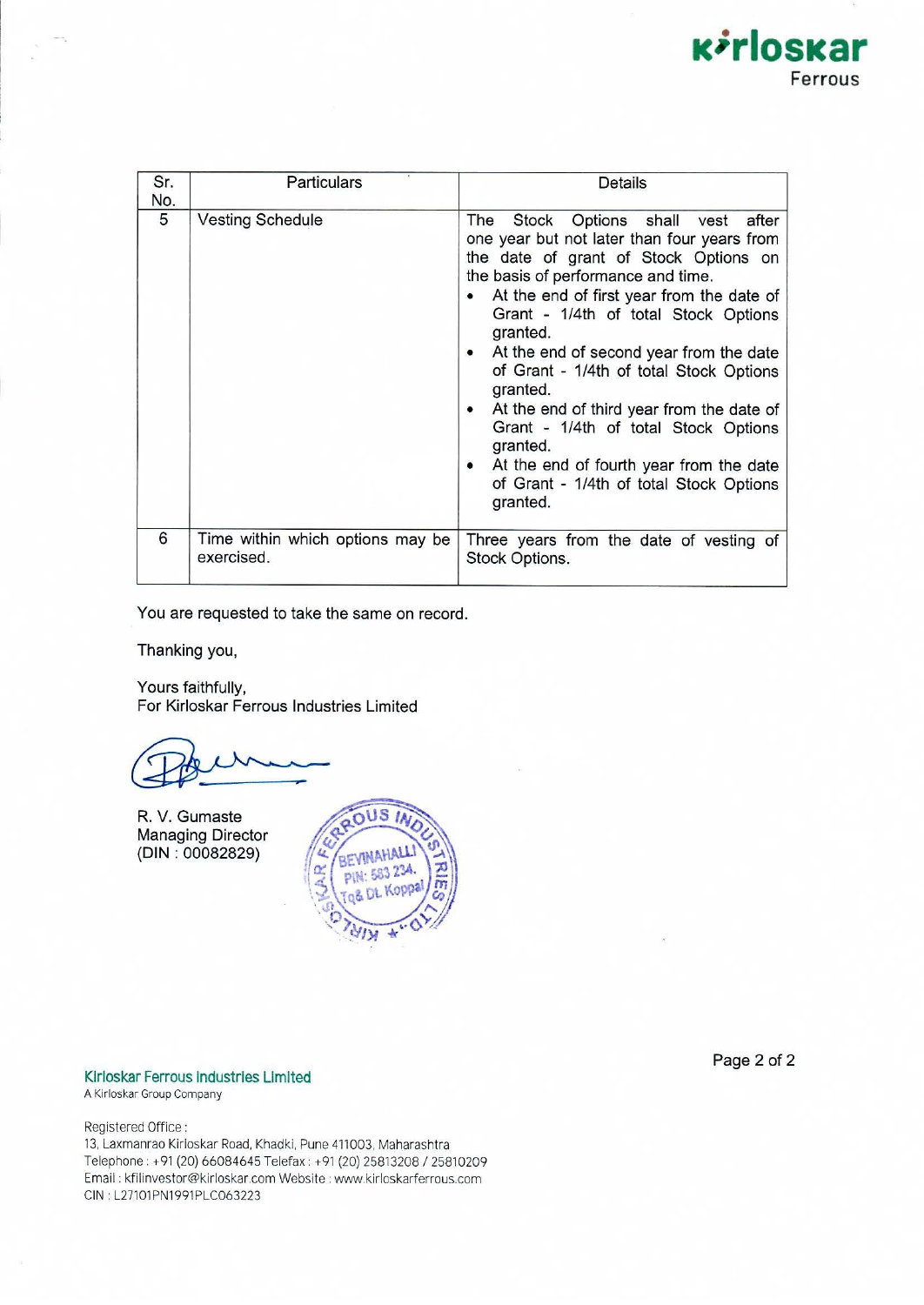| Sr. No. | Particulars | Details |
|---|---|---|
| 5 | Vesting Schedule | The Stock Options shall vest after one year but not later than four years from the date of grant of Stock Options on the basis of performance and time.<br>• At the end of first year from the date of Grant - 1/4th of total Stock Options granted.<br>• At the end of second year from the date of Grant - 1/4th of total Stock Options granted.<br>• At the end of third year from the date of Grant - 1/4th of total Stock Options granted.<br>• At the end of fourth year from the date of Grant - 1/4th of total Stock Options granted. |
| 6 | Time within which options may be exercised. | Three years from the date of vesting of Stock Options. |

You are requested to take the same on record.

Thanking you,

Yours faithfully,
For Kirloskar Ferrous Industries Limited

R. V. Gumaste
Managing Director
(DIN : 00082829)

**Kirloskar Ferrous Industries Limited**
A Kirloskar Group Company

Registered Office :
13, Laxmanrao Kirloskar Road, Khadki, Pune 411003, Maharashtra
Telephone : +91 (20) 66084645 Telefax : +91 (20) 25813208 / 25810209
Email : kfilinvestor@kirloskar.com Website : www.kirloskarferrous.com
CIN : L27101PN1991PLC063223